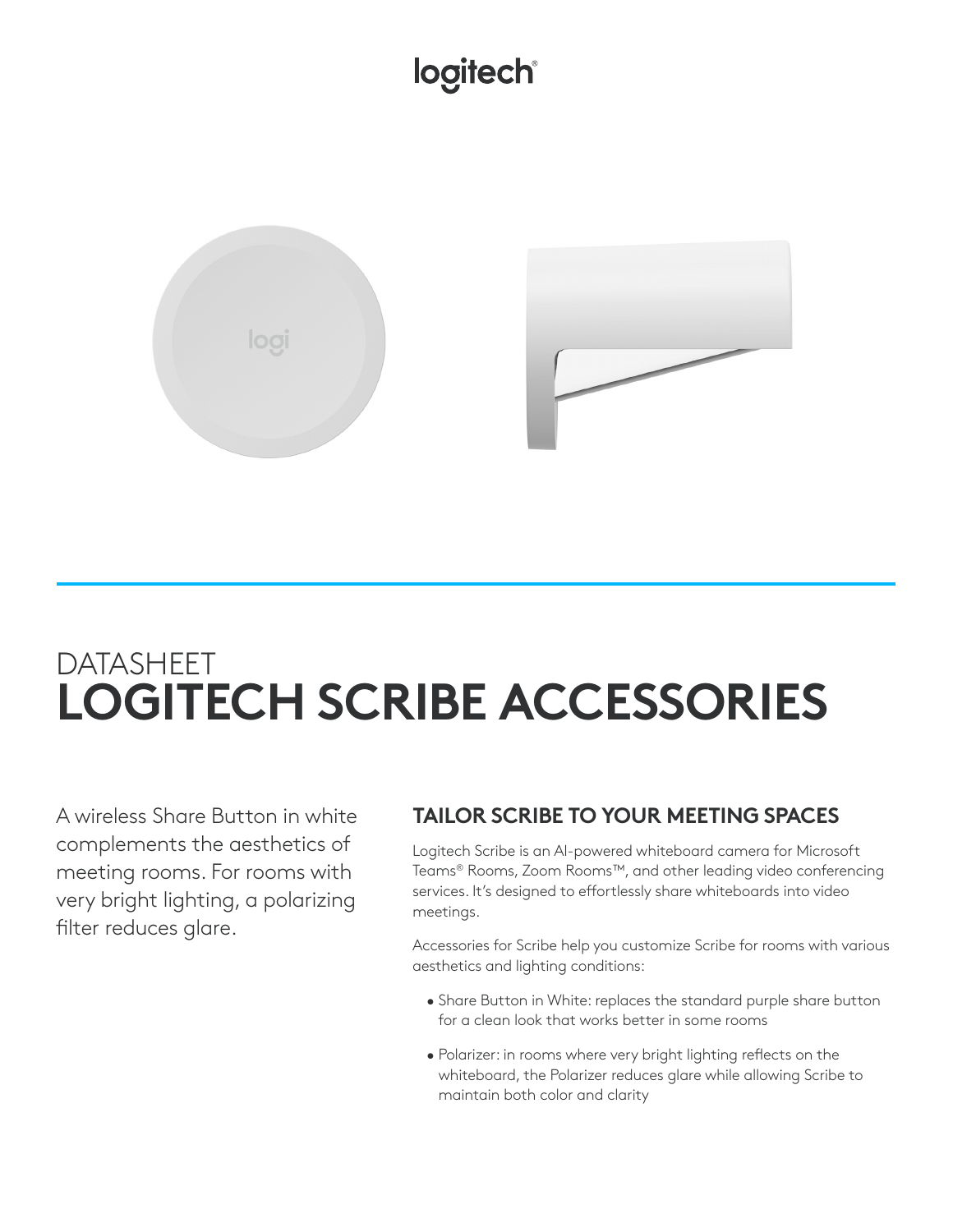logitech

DATASHEET

# LOGITECH SCRIBE ACCESSORIES

A wireless Share Button in white complements the aesthetics of meeting rooms. For rooms with very bright lighting, a polarizing filter reduces glare.

## TAILOR SCRIBE TO YOUR MEETING SPACES

Logitech Scribe is an AI-powered whiteboard camera for Microsoft Teams® Rooms, Zoom Rooms™, and other leading video conferencing services. It's designed to effortlessly share whiteboards into video meetings.

Accessories for Scribe help you customize Scribe for rooms with various aesthetics and lighting conditions:

- Share Button in White: replaces the standard purple share button for a clean look that works better in some rooms
- Polarizer: in rooms where very bright lighting reflects on the whiteboard, the Polarizer reduces glare while allowing Scribe to maintain both color and clarity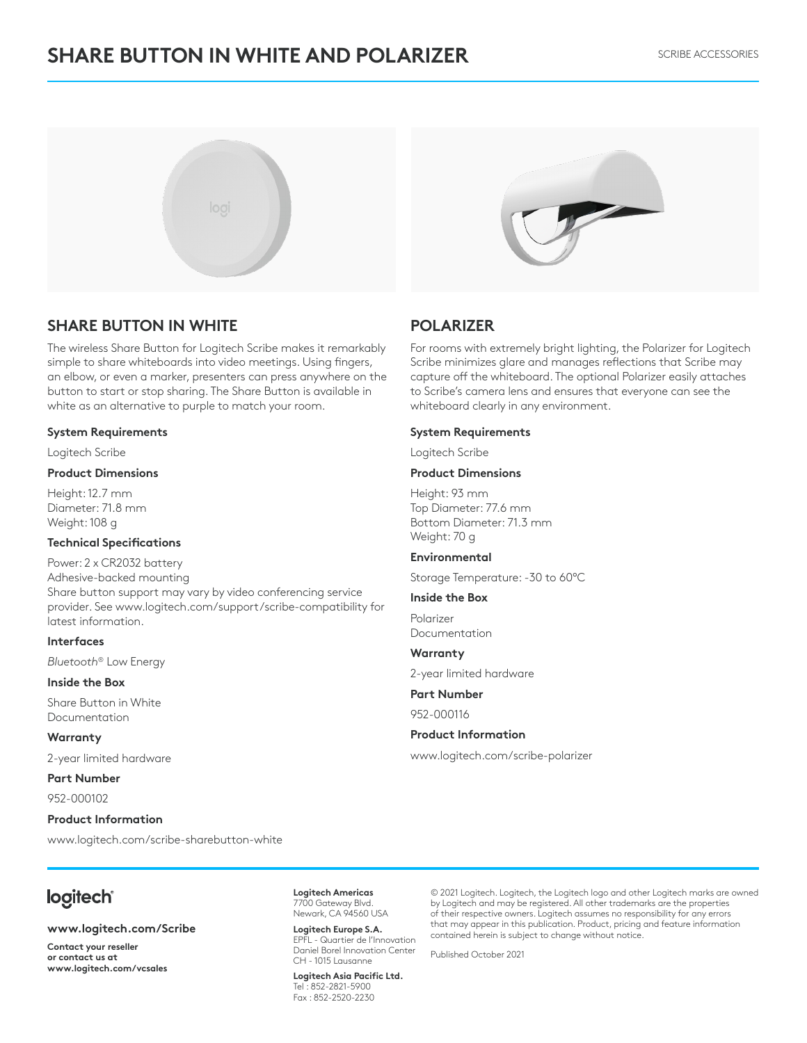# SHARE BUTTON IN WHITE AND POLARIZER

## SHARE BUTTON IN WHITE

The wireless Share Button for Logitech Scribe makes it remarkably simple to share whiteboards into video meetings. Using fingers, an elbow, or even a marker, presenters can press anywhere on the button to start or stop sharing. The Share Button is available in white as an alternative to purple to match your room.

**System Requirements**

Logitech Scribe

**Product Dimensions**

Height: 12.7 mm
Diameter: 71.8 mm
Weight: 108 g

**Technical Specifications**

Power: 2 x CR2032 battery
Adhesive-backed mounting
Share button support may vary by video conferencing service provider. See www.logitech.com/support/scribe-compatibility for latest information.

**Interfaces**

*Bluetooth*® Low Energy

**Inside the Box**

Share Button in White
Documentation

**Warranty**

2-year limited hardware

**Part Number**

952-000102

**Product Information**

www.logitech.com/scribe-sharebutton-white

## POLARIZER

For rooms with extremely bright lighting, the Polarizer for Logitech Scribe minimizes glare and manages reflections that Scribe may capture off the whiteboard. The optional Polarizer easily attaches to Scribe's camera lens and ensures that everyone can see the whiteboard clearly in any environment.

**System Requirements**

Logitech Scribe

**Product Dimensions**

Height: 93 mm
Top Diameter: 77.6 mm
Bottom Diameter: 71.3 mm
Weight: 70 g

**Environmental**

Storage Temperature: -30 to 60°C

**Inside the Box**

Polarizer
Documentation

**Warranty**

2-year limited hardware

**Part Number**

952-000116

**Product Information**

www.logitech.com/scribe-polarizer

---

logitech®

**www.logitech.com/Scribe**

**Contact your reseller or contact us at www.logitech.com/vcsales**

**Logitech Americas**
7700 Gateway Blvd.
Newark, CA 94560 USA

**Logitech Europe S.A.**
EPFL - Quartier de l'Innovation
Daniel Borel Innovation Center
CH - 1015 Lausanne

**Logitech Asia Pacific Ltd.**
Tel : 852-2821-5900
Fax : 852-2520-2230

© 2021 Logitech. Logitech, the Logitech logo and other Logitech marks are owned by Logitech and may be registered. All other trademarks are the properties of their respective owners. Logitech assumes no responsibility for any errors that may appear in this publication. Product, pricing and feature information contained herein is subject to change without notice.

Published October 2021